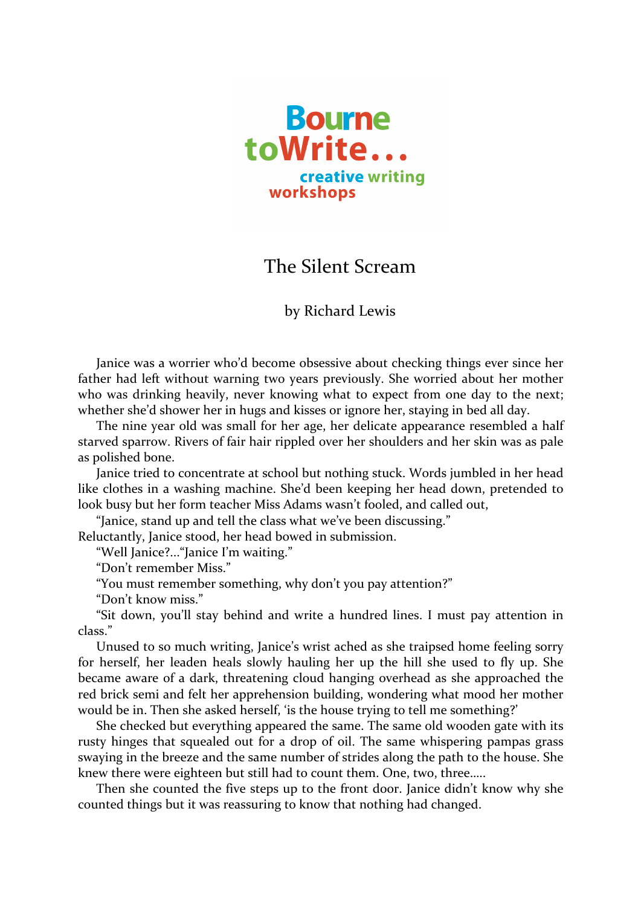Bourne toWrite... creative writing workshops

# The Silent Scream

by Richard Lewis

Janice was a worrier who'd become obsessive about checking things ever since her father had left without warning two years previously. She worried about her mother who was drinking heavily, never knowing what to expect from one day to the next; whether she'd shower her in hugs and kisses or ignore her, staying in bed all day.

The nine year old was small for her age, her delicate appearance resembled a half starved sparrow. Rivers of fair hair rippled over her shoulders and her skin was as pale as polished bone.

Janice tried to concentrate at school but nothing stuck. Words jumbled in her head like clothes in a washing machine. She'd been keeping her head down, pretended to look busy but her form teacher Miss Adams wasn't fooled, and called out,

"Janice, stand up and tell the class what we've been discussing."

Reluctantly, Janice stood, her head bowed in submission.

"Well Janice?..."Janice I'm waiting."

"Don't remember Miss."

"You must remember something, why don't you pay attention?"

"Don't know miss."

"Sit down, you'll stay behind and write a hundred lines. I must pay attention in class."

Unused to so much writing, Janice's wrist ached as she traipsed home feeling sorry for herself, her leaden heals slowly hauling her up the hill she used to fly up. She became aware of a dark, threatening cloud hanging overhead as she approached the red brick semi and felt her apprehension building, wondering what mood her mother would be in. Then she asked herself, 'is the house trying to tell me something?'

She checked but everything appeared the same. The same old wooden gate with its rusty hinges that squealed out for a drop of oil. The same whispering pampas grass swaying in the breeze and the same number of strides along the path to the house. She knew there were eighteen but still had to count them. One, two, three.....

Then she counted the five steps up to the front door. Janice didn't know why she counted things but it was reassuring to know that nothing had changed.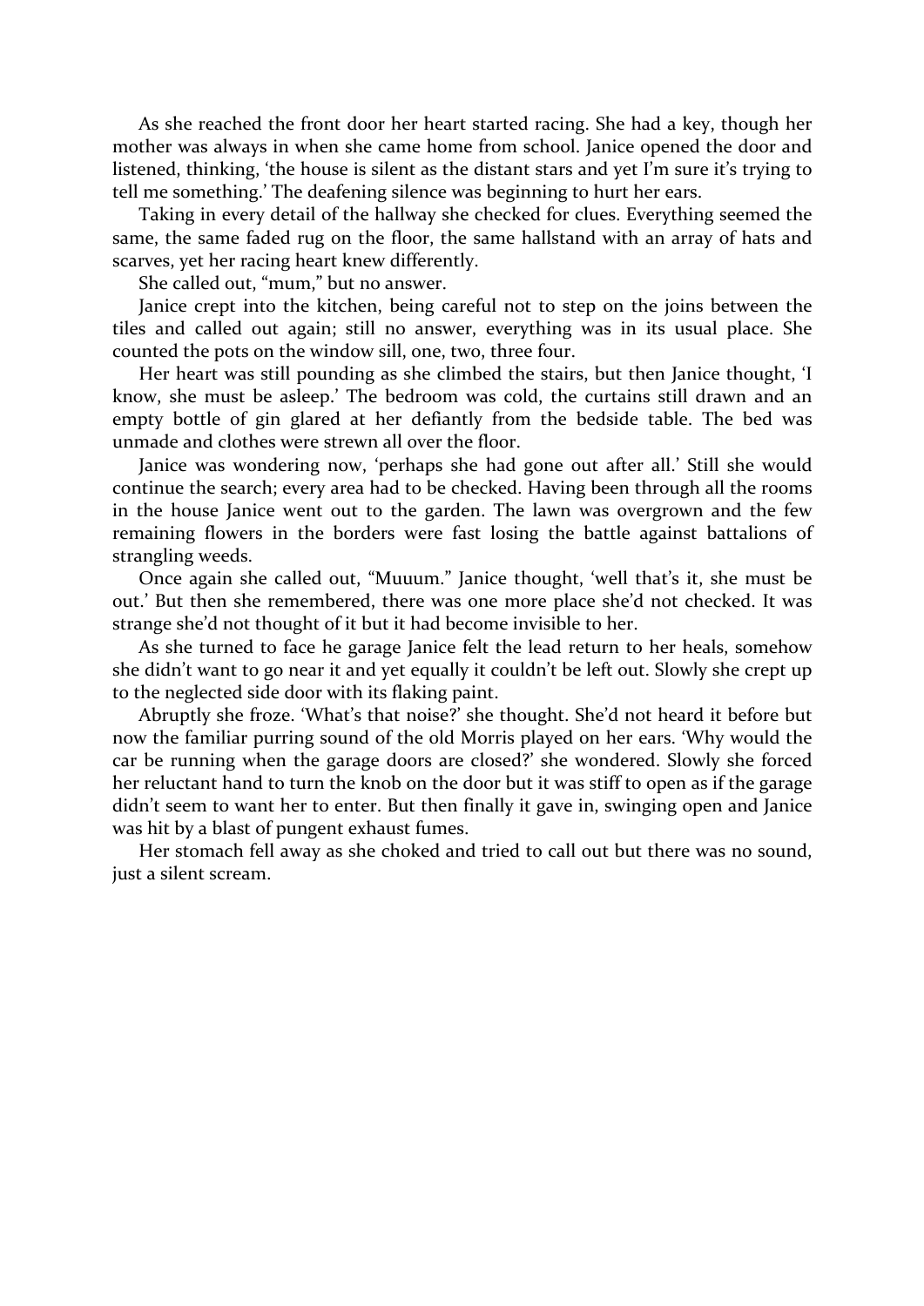As she reached the front door her heart started racing. She had a key, though her mother was always in when she came home from school. Janice opened the door and listened, thinking, 'the house is silent as the distant stars and yet I'm sure it's trying to tell me something.' The deafening silence was beginning to hurt her ears.

Taking in every detail of the hallway she checked for clues. Everything seemed the same, the same faded rug on the floor, the same hallstand with an array of hats and scarves, yet her racing heart knew differently.

She called out, "mum," but no answer.

Janice crept into the kitchen, being careful not to step on the joins between the tiles and called out again; still no answer, everything was in its usual place. She counted the pots on the window sill, one, two, three four.

Her heart was still pounding as she climbed the stairs, but then Janice thought, 'I know, she must be asleep.' The bedroom was cold, the curtains still drawn and an empty bottle of gin glared at her defiantly from the bedside table. The bed was unmade and clothes were strewn all over the floor.

Janice was wondering now, 'perhaps she had gone out after all.' Still she would continue the search; every area had to be checked. Having been through all the rooms in the house Janice went out to the garden. The lawn was overgrown and the few remaining flowers in the borders were fast losing the battle against battalions of strangling weeds.

Once again she called out, "Muuum." Janice thought, 'well that's it, she must be out.' But then she remembered, there was one more place she'd not checked. It was strange she'd not thought of it but it had become invisible to her.

As she turned to face he garage Janice felt the lead return to her heals, somehow she didn't want to go near it and yet equally it couldn't be left out. Slowly she crept up to the neglected side door with its flaking paint.

Abruptly she froze. 'What's that noise?' she thought. She'd not heard it before but now the familiar purring sound of the old Morris played on her ears. 'Why would the car be running when the garage doors are closed?' she wondered. Slowly she forced her reluctant hand to turn the knob on the door but it was stiff to open as if the garage didn't seem to want her to enter. But then finally it gave in, swinging open and Janice was hit by a blast of pungent exhaust fumes.

Her stomach fell away as she choked and tried to call out but there was no sound, just a silent scream.